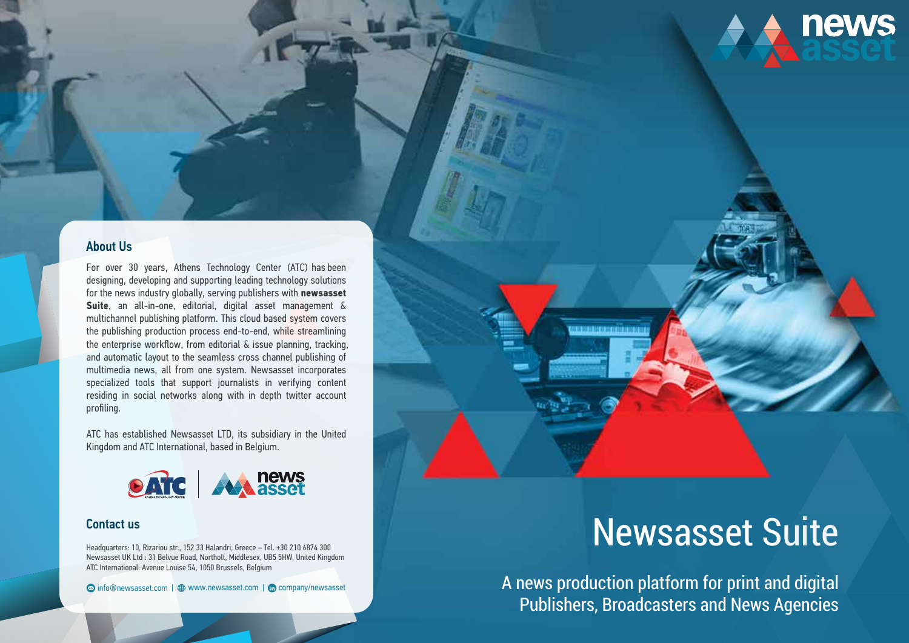# Newsasset Suite

A news production platform for print and digital Publishers, Broadcasters and News Agencies

## About Us

For over 30 years, Athens Technology Center (ATC) has been designing, developing and supporting leading technology solutions for the news industry globally, serving publishers with **newsasset Suite**, an all-in-one, editorial, digital asset management & multichannel publishing platform. This cloud based system covers the publishing production process end-to-end, while streamlining the enterprise workflow, from editorial & issue planning, tracking, and automatic layout to the seamless cross channel publishing of multimedia news, all from one system. Newsasset incorporates specialized tools that support journalists in verifying content residing in social networks along with in depth twitter account profiling.

ATC has established Newsasset LTD, its subsidiary in the United Kingdom and ATC International, based in Belgium.

## Contact us

Headquarters: 10, Rizariou str., 152 33 Halandri, Greece – Tel. +30 210 6874 300
Newsasset UK Ltd : 31 Belvue Road, Northolt, Middlesex, UB5 5HW, United Kingdom
ATC International: Avenue Louise 54, 1050 Brussels, Belgium

info@newsasset.com | www.newsasset.com | company/newsasset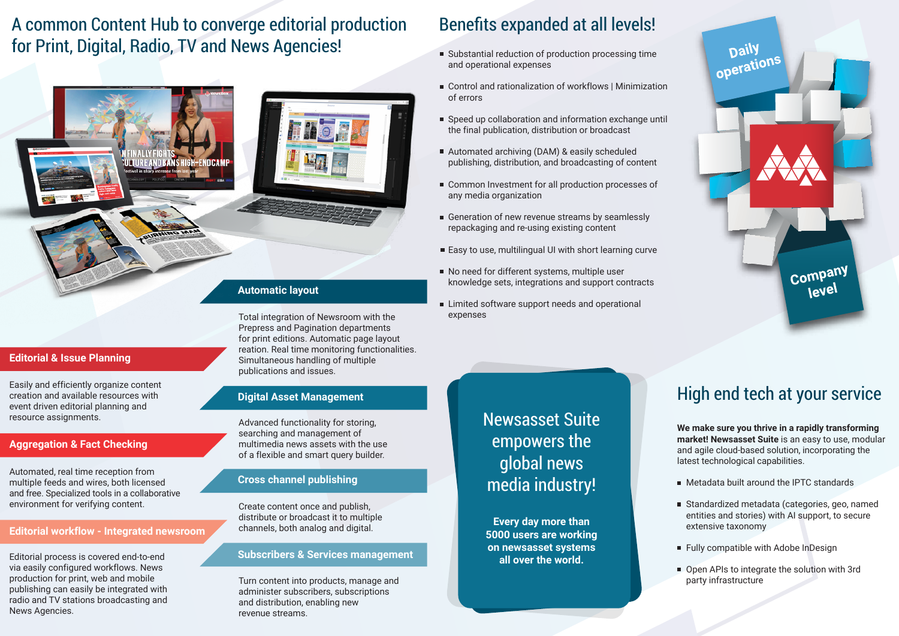# A common Content Hub to converge editorial production for Print, Digital, Radio, TV and News Agencies!

## Editorial & Issue Planning

Easily and efficiently organize content creation and available resources with event driven editorial planning and resource assignments.

## Aggregation & Fact Checking

Automated, real time reception from multiple feeds and wires, both licensed and free. Specialized tools in a collaborative environment for verifying content.

## Editorial workflow - Integrated newsroom

Editorial process is covered end-to-end via easily configured workflows. News production for print, web and mobile publishing can easily be integrated with radio and TV stations broadcasting and News Agencies.

## Automatic layout

Total integration of Newsroom with the Prepress and Pagination departments for print editions. Automatic page layout reation. Real time monitoring functionalities. Simultaneous handling of multiple publications and issues.

## Digital Asset Management

Advanced functionality for storing, searching and management of multimedia news assets with the use of a flexible and smart query builder.

## Cross channel publishing

Create content once and publish, distribute or broadcast it to multiple channels, both analog and digital.

## Subscribers & Services management

Turn content into products, manage and administer subscribers, subscriptions and distribution, enabling new revenue streams.

# Benefits expanded at all levels!

- Substantial reduction of production processing time and operational expenses
- Control and rationalization of workflows | Minimization of errors
- Speed up collaboration and information exchange until the final publication, distribution or broadcast
- Automated archiving (DAM) & easily scheduled publishing, distribution, and broadcasting of content
- Common Investment for all production processes of any media organization
- Generation of new revenue streams by seamlessly repackaging and re-using existing content
- Easy to use, multilingual UI with short learning curve
- No need for different systems, multiple user knowledge sets, integrations and support contracts
- Limited software support needs and operational expenses

Daily operations

Company level

## Newsasset Suite empowers the global news media industry!

**Every day more than 5000 users are working on newsasset systems all over the world.**

# High end tech at your service

**We make sure you thrive in a rapidly transforming market! Newsasset Suite** is an easy to use, modular and agile cloud-based solution, incorporating the latest technological capabilities.

- Metadata built around the IPTC standards
- Standardized metadata (categories, geo, named entities and stories) with AI support, to secure extensive taxonomy
- Fully compatible with Adobe InDesign
- Open APIs to integrate the solution with 3rd party infrastructure